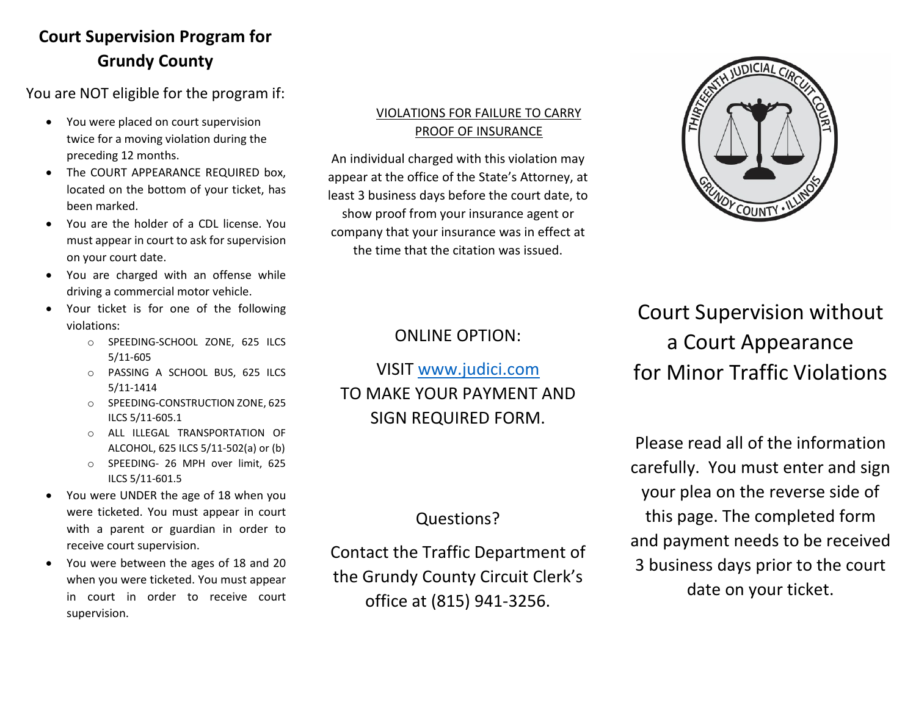## Court Supervision Program for Grundy County

You are NOT eligible for the program if:

- You were placed on court supervision twice for a moving violation during the preceding 12 months.
- The COURT APPEARANCE REQUIRED box, located on the bottom of your ticket, has been marked.
- You are the holder of a CDL license. You must appear in court to ask for supervision on your court date.
- You are charged with an offense while driving a commercial motor vehicle.
- Your ticket is for one of the following violations:
  - SPEEDING-SCHOOL ZONE, 625 ILCS 5/11-605
  - PASSING A SCHOOL BUS, 625 ILCS 5/11-1414
  - SPEEDING-CONSTRUCTION ZONE, 625 ILCS 5/11-605.1
  - ALL ILLEGAL TRANSPORTATION OF ALCOHOL, 625 ILCS 5/11-502(a) or (b)
  - SPEEDING- 26 MPH over limit, 625 ILCS 5/11-601.5
- You were UNDER the age of 18 when you were ticketed. You must appear in court with a parent or guardian in order to receive court supervision.
- You were between the ages of 18 and 20 when you were ticketed. You must appear in court in order to receive court supervision.

VIOLATIONS FOR FAILURE TO CARRY PROOF OF INSURANCE

An individual charged with this violation may appear at the office of the State's Attorney, at least 3 business days before the court date, to show proof from your insurance agent or company that your insurance was in effect at the time that the citation was issued.

ONLINE OPTION:

VISIT www.judici.com TO MAKE YOUR PAYMENT AND SIGN REQUIRED FORM.

Questions?

Contact the Traffic Department of the Grundy County Circuit Clerk's office at (815) 941-3256.

THIRTEENTH JUDICIAL CIRCUIT COURT
GRUNDY COUNTY • ILLINOIS

# Court Supervision without a Court Appearance for Minor Traffic Violations

Please read all of the information carefully. You must enter and sign your plea on the reverse side of this page. The completed form and payment needs to be received 3 business days prior to the court date on your ticket.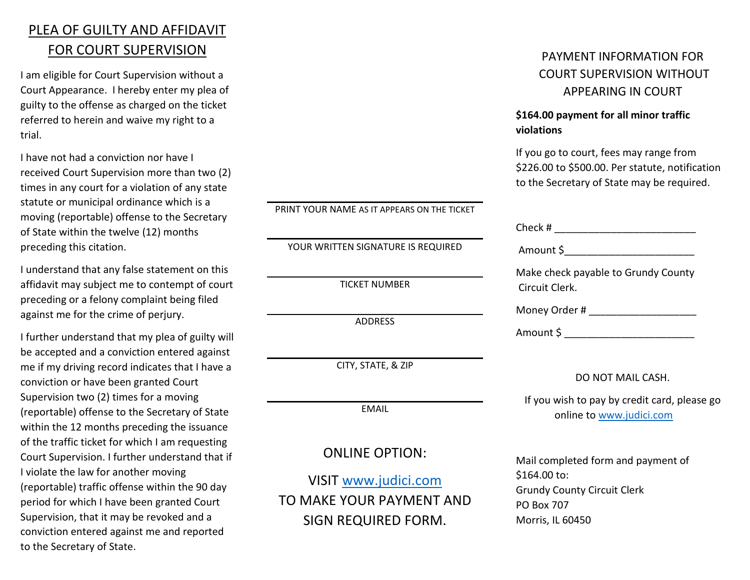# PLEA OF GUILTY AND AFFIDAVIT FOR COURT SUPERVISION

I am eligible for Court Supervision without a Court Appearance. I hereby enter my plea of guilty to the offense as charged on the ticket referred to herein and waive my right to a trial.

I have not had a conviction nor have I received Court Supervision more than two (2) times in any court for a violation of any state statute or municipal ordinance which is a moving (reportable) offense to the Secretary of State within the twelve (12) months preceding this citation.

I understand that any false statement on this affidavit may subject me to contempt of court preceding or a felony complaint being filed against me for the crime of perjury.

I further understand that my plea of guilty will be accepted and a conviction entered against me if my driving record indicates that I have a conviction or have been granted Court Supervision two (2) times for a moving (reportable) offense to the Secretary of State within the 12 months preceding the issuance of the traffic ticket for which I am requesting Court Supervision. I further understand that if I violate the law for another moving (reportable) traffic offense within the 90 day period for which I have been granted Court Supervision, that it may be revoked and a conviction entered against me and reported to the Secretary of State.

______________________________
PRINT YOUR NAME AS IT APPEARS ON THE TICKET

______________________________
YOUR WRITTEN SIGNATURE IS REQUIRED

______________________________
TICKET NUMBER

______________________________
ADDRESS

______________________________
CITY, STATE, & ZIP

______________________________
EMAIL

## ONLINE OPTION:

VISIT www.judici.com TO MAKE YOUR PAYMENT AND SIGN REQUIRED FORM.

## PAYMENT INFORMATION FOR COURT SUPERVISION WITHOUT APPEARING IN COURT

**$164.00 payment for all minor traffic violations**

If you go to court, fees may range from $226.00 to $500.00. Per statute, notification to the Secretary of State may be required.

Check # ________________________

Amount $_______________________

Make check payable to Grundy County Circuit Clerk.

Money Order # ___________________

Amount $ _______________________

DO NOT MAIL CASH.

If you wish to pay by credit card, please go online to www.judici.com

Mail completed form and payment of $164.00 to:
Grundy County Circuit Clerk
PO Box 707
Morris, IL 60450